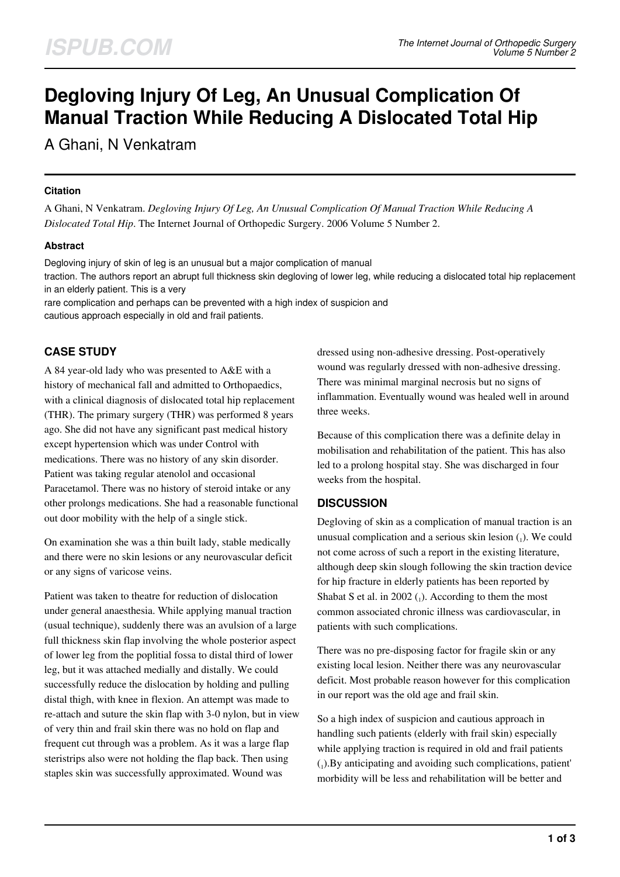# Degloving Injury Of Leg, An Unusual Complication Of Manual Traction While Reducing A Dislocated Total Hip

A Ghani, N Venkatram

### Citation

A Ghani, N Venkatram. *Degloving Injury Of Leg, An Unusual Complication Of Manual Traction While Reducing A Dislocated Total Hip*. The Internet Journal of Orthopedic Surgery. 2006 Volume 5 Number 2.

### Abstract

Degloving injury of skin of leg is an unusual but a major complication of manual traction. The authors report an abrupt full thickness skin degloving of lower leg, while reducing a dislocated total hip replacement in an elderly patient. This is a very rare complication and perhaps can be prevented with a high index of suspicion and cautious approach especially in old and frail patients.

## CASE STUDY

A 84 year-old lady who was presented to A&E with a history of mechanical fall and admitted to Orthopaedics, with a clinical diagnosis of dislocated total hip replacement (THR). The primary surgery (THR) was performed 8 years ago. She did not have any significant past medical history except hypertension which was under Control with medications. There was no history of any skin disorder. Patient was taking regular atenolol and occasional Paracetamol. There was no history of steroid intake or any other prolongs medications. She had a reasonable functional out door mobility with the help of a single stick.

On examination she was a thin built lady, stable medically and there were no skin lesions or any neurovascular deficit or any signs of varicose veins.

Patient was taken to theatre for reduction of dislocation under general anaesthesia. While applying manual traction (usual technique), suddenly there was an avulsion of a large full thickness skin flap involving the whole posterior aspect of lower leg from the poplitial fossa to distal third of lower leg, but it was attached medially and distally. We could successfully reduce the dislocation by holding and pulling distal thigh, with knee in flexion. An attempt was made to re-attach and suture the skin flap with 3-0 nylon, but in view of very thin and frail skin there was no hold on flap and frequent cut through was a problem. As it was a large flap steristrips also were not holding the flap back. Then using staples skin was successfully approximated. Wound was dressed using non-adhesive dressing. Post-operatively wound was regularly dressed with non-adhesive dressing. There was minimal marginal necrosis but no signs of inflammation. Eventually wound was healed well in around three weeks.

Because of this complication there was a definite delay in mobilisation and rehabilitation of the patient. This has also led to a prolong hospital stay. She was discharged in four weeks from the hospital.

## DISCUSSION

Degloving of skin as a complication of manual traction is an unusual complication and a serious skin lesion [1]. We could not come across of such a report in the existing literature, although deep skin slough following the skin traction device for hip fracture in elderly patients has been reported by Shabat S et al. in 2002 [1]. According to them the most common associated chronic illness was cardiovascular, in patients with such complications.

There was no pre-disposing factor for fragile skin or any existing local lesion. Neither there was any neurovascular deficit. Most probable reason however for this complication in our report was the old age and frail skin.

So a high index of suspicion and cautious approach in handling such patients (elderly with frail skin) especially while applying traction is required in old and frail patients [1].By anticipating and avoiding such complications, patient' morbidity will be less and rehabilitation will be better and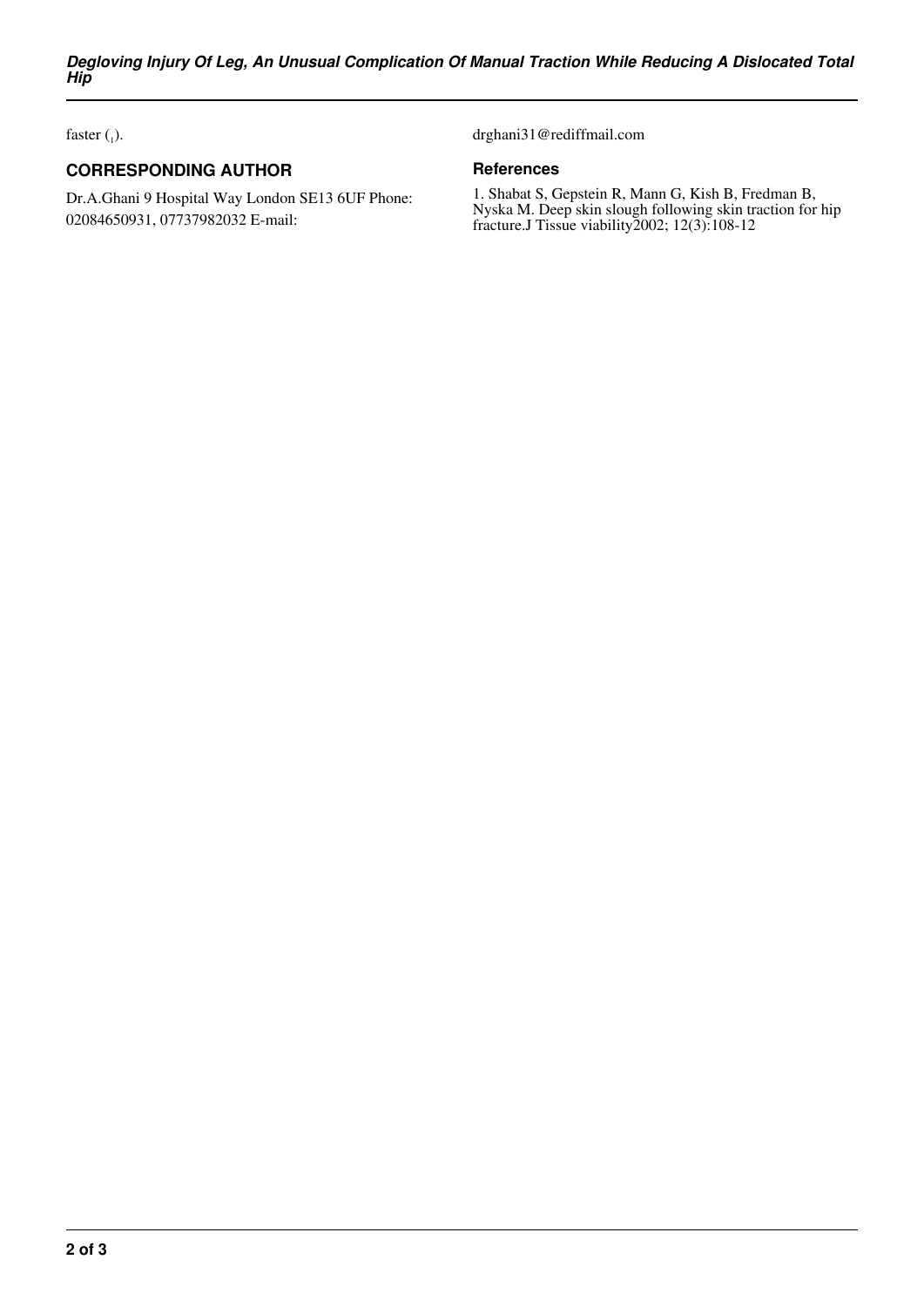faster ([1]).

## CORRESPONDING AUTHOR

Dr.A.Ghani 9 Hospital Way London SE13 6UF Phone: 02084650931, 07737982032 E-mail: drghani31@rediffmail.com

### References

1. Shabat S, Gepstein R, Mann G, Kish B, Fredman B, Nyska M. Deep skin slough following skin traction for hip fracture.J Tissue viability2002; 12(3):108-12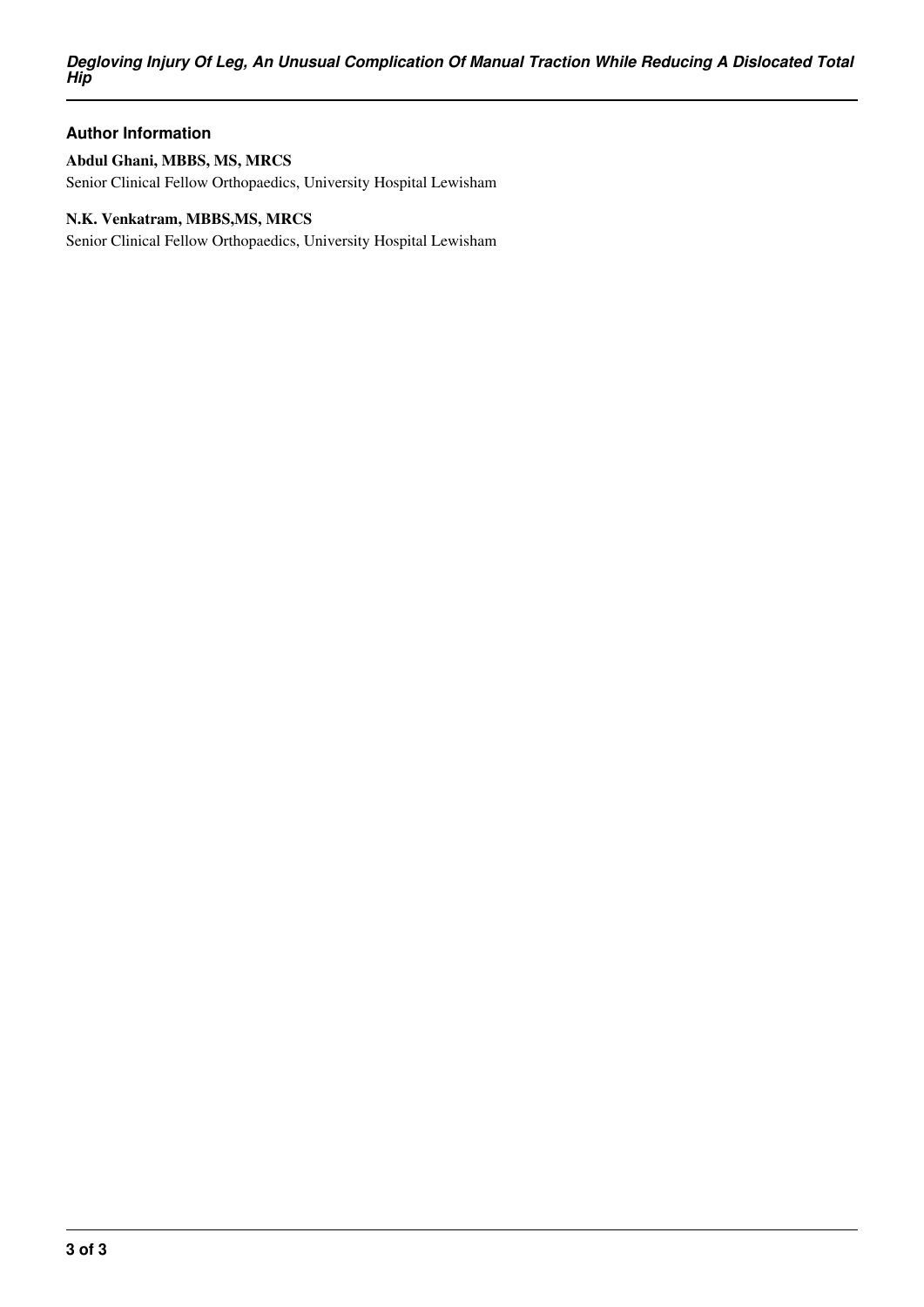## Author Information

**Abdul Ghani, MBBS, MS, MRCS**
Senior Clinical Fellow Orthopaedics, University Hospital Lewisham

**N.K. Venkatram, MBBS,MS, MRCS**
Senior Clinical Fellow Orthopaedics, University Hospital Lewisham